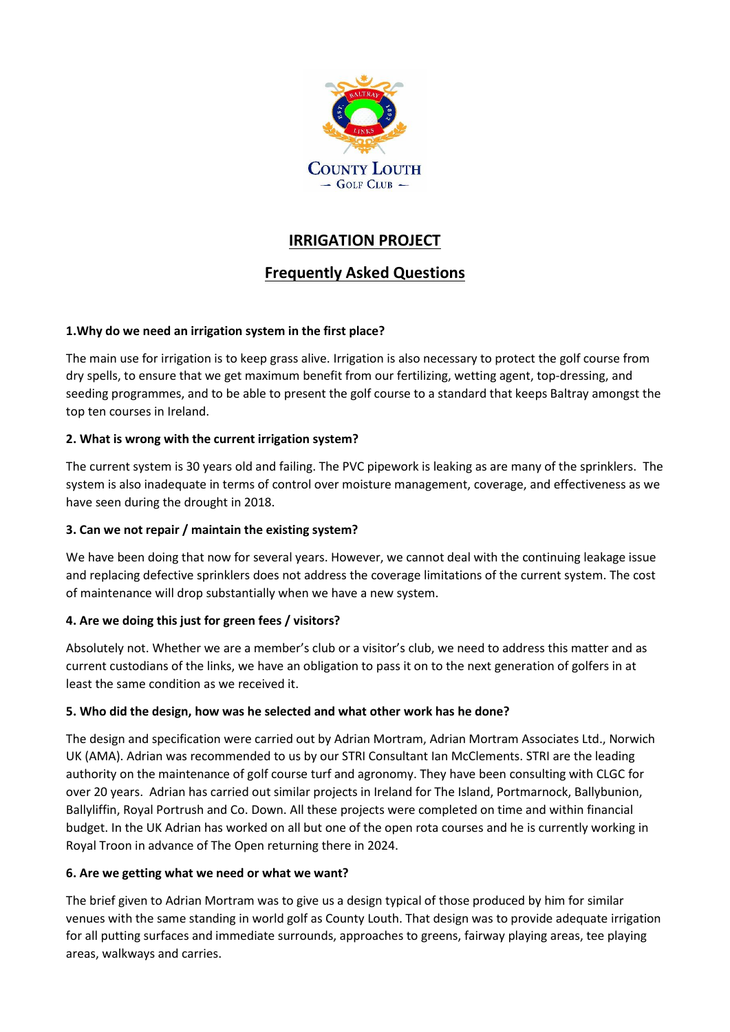COUNTY LOUTH GOLF CLUB

# IRRIGATION PROJECT

## Frequently Asked Questions

**1.Why do we need an irrigation system in the first place?**

The main use for irrigation is to keep grass alive. Irrigation is also necessary to protect the golf course from dry spells, to ensure that we get maximum benefit from our fertilizing, wetting agent, top-dressing, and seeding programmes, and to be able to present the golf course to a standard that keeps Baltray amongst the top ten courses in Ireland.

**2. What is wrong with the current irrigation system?**

The current system is 30 years old and failing. The PVC pipework is leaking as are many of the sprinklers. The system is also inadequate in terms of control over moisture management, coverage, and effectiveness as we have seen during the drought in 2018.

**3. Can we not repair / maintain the existing system?**

We have been doing that now for several years. However, we cannot deal with the continuing leakage issue and replacing defective sprinklers does not address the coverage limitations of the current system. The cost of maintenance will drop substantially when we have a new system.

**4. Are we doing this just for green fees / visitors?**

Absolutely not. Whether we are a member's club or a visitor's club, we need to address this matter and as current custodians of the links, we have an obligation to pass it on to the next generation of golfers in at least the same condition as we received it.

**5. Who did the design, how was he selected and what other work has he done?**

The design and specification were carried out by Adrian Mortram, Adrian Mortram Associates Ltd., Norwich UK (AMA). Adrian was recommended to us by our STRI Consultant Ian McClements. STRI are the leading authority on the maintenance of golf course turf and agronomy. They have been consulting with CLGC for over 20 years. Adrian has carried out similar projects in Ireland for The Island, Portmarnock, Ballybunion, Ballyliffin, Royal Portrush and Co. Down. All these projects were completed on time and within financial budget. In the UK Adrian has worked on all but one of the open rota courses and he is currently working in Royal Troon in advance of The Open returning there in 2024.

**6. Are we getting what we need or what we want?**

The brief given to Adrian Mortram was to give us a design typical of those produced by him for similar venues with the same standing in world golf as County Louth. That design was to provide adequate irrigation for all putting surfaces and immediate surrounds, approaches to greens, fairway playing areas, tee playing areas, walkways and carries.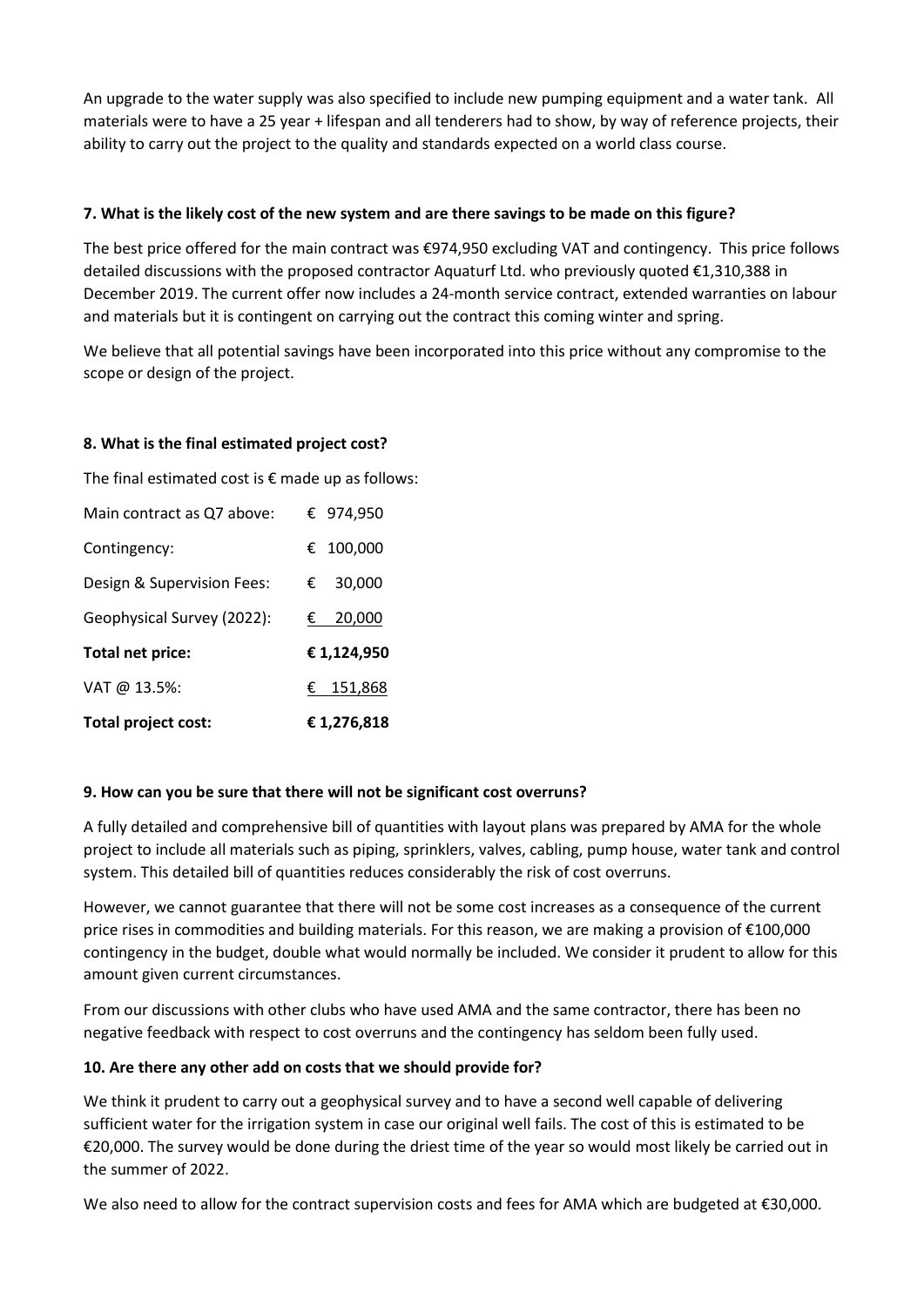An upgrade to the water supply was also specified to include new pumping equipment and a water tank. All materials were to have a 25 year + lifespan and all tenderers had to show, by way of reference projects, their ability to carry out the project to the quality and standards expected on a world class course.

### 7. What is the likely cost of the new system and are there savings to be made on this figure?

The best price offered for the main contract was €974,950 excluding VAT and contingency. This price follows detailed discussions with the proposed contractor Aquaturf Ltd. who previously quoted €1,310,388 in December 2019. The current offer now includes a 24-month service contract, extended warranties on labour and materials but it is contingent on carrying out the contract this coming winter and spring.

We believe that all potential savings have been incorporated into this price without any compromise to the scope or design of the project.

### 8. What is the final estimated project cost?

The final estimated cost is € made up as follows:

| | |
|---|---|
| Main contract as Q7 above: | € 974,950 |
| Contingency: | € 100,000 |
| Design & Supervision Fees: | € 30,000 |
| Geophysical Survey (2022): | € 20,000 |
| **Total net price:** | **€ 1,124,950** |
| VAT @ 13.5%: | € 151,868 |
| **Total project cost:** | **€ 1,276,818** |

### 9. How can you be sure that there will not be significant cost overruns?

A fully detailed and comprehensive bill of quantities with layout plans was prepared by AMA for the whole project to include all materials such as piping, sprinklers, valves, cabling, pump house, water tank and control system. This detailed bill of quantities reduces considerably the risk of cost overruns.

However, we cannot guarantee that there will not be some cost increases as a consequence of the current price rises in commodities and building materials. For this reason, we are making a provision of €100,000 contingency in the budget, double what would normally be included. We consider it prudent to allow for this amount given current circumstances.

From our discussions with other clubs who have used AMA and the same contractor, there has been no negative feedback with respect to cost overruns and the contingency has seldom been fully used.

### 10. Are there any other add on costs that we should provide for?

We think it prudent to carry out a geophysical survey and to have a second well capable of delivering sufficient water for the irrigation system in case our original well fails. The cost of this is estimated to be €20,000. The survey would be done during the driest time of the year so would most likely be carried out in the summer of 2022.

We also need to allow for the contract supervision costs and fees for AMA which are budgeted at €30,000.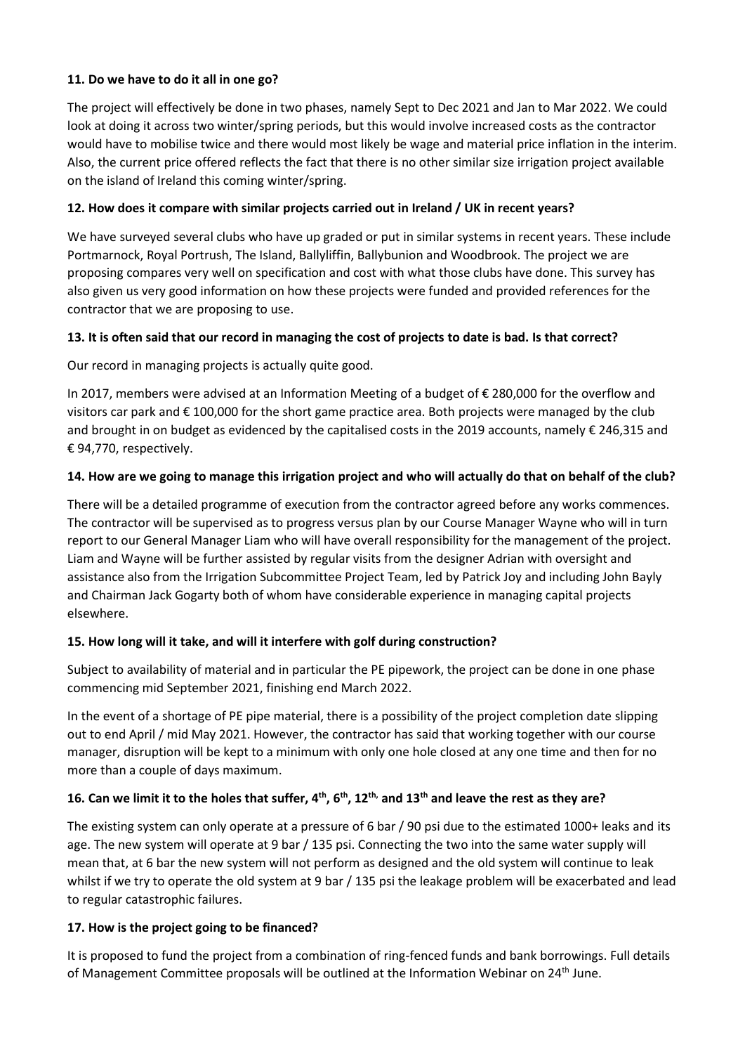**11. Do we have to do it all in one go?**

The project will effectively be done in two phases, namely Sept to Dec 2021 and Jan to Mar 2022. We could look at doing it across two winter/spring periods, but this would involve increased costs as the contractor would have to mobilise twice and there would most likely be wage and material price inflation in the interim. Also, the current price offered reflects the fact that there is no other similar size irrigation project available on the island of Ireland this coming winter/spring.

**12. How does it compare with similar projects carried out in Ireland / UK in recent years?**

We have surveyed several clubs who have up graded or put in similar systems in recent years. These include Portmarnock, Royal Portrush, The Island, Ballyliffin, Ballybunion and Woodbrook. The project we are proposing compares very well on specification and cost with what those clubs have done. This survey has also given us very good information on how these projects were funded and provided references for the contractor that we are proposing to use.

**13. It is often said that our record in managing the cost of projects to date is bad. Is that correct?**

Our record in managing projects is actually quite good.

In 2017, members were advised at an Information Meeting of a budget of € 280,000 for the overflow and visitors car park and € 100,000 for the short game practice area. Both projects were managed by the club and brought in on budget as evidenced by the capitalised costs in the 2019 accounts, namely € 246,315 and € 94,770, respectively.

**14. How are we going to manage this irrigation project and who will actually do that on behalf of the club?**

There will be a detailed programme of execution from the contractor agreed before any works commences. The contractor will be supervised as to progress versus plan by our Course Manager Wayne who will in turn report to our General Manager Liam who will have overall responsibility for the management of the project. Liam and Wayne will be further assisted by regular visits from the designer Adrian with oversight and assistance also from the Irrigation Subcommittee Project Team, led by Patrick Joy and including John Bayly and Chairman Jack Gogarty both of whom have considerable experience in managing capital projects elsewhere.

**15. How long will it take, and will it interfere with golf during construction?**

Subject to availability of material and in particular the PE pipework, the project can be done in one phase commencing mid September 2021, finishing end March 2022.

In the event of a shortage of PE pipe material, there is a possibility of the project completion date slipping out to end April / mid May 2021. However, the contractor has said that working together with our course manager, disruption will be kept to a minimum with only one hole closed at any one time and then for no more than a couple of days maximum.

**16. Can we limit it to the holes that suffer, 4th, 6th, 12th, and 13th and leave the rest as they are?**

The existing system can only operate at a pressure of 6 bar / 90 psi due to the estimated 1000+ leaks and its age. The new system will operate at 9 bar / 135 psi. Connecting the two into the same water supply will mean that, at 6 bar the new system will not perform as designed and the old system will continue to leak whilst if we try to operate the old system at 9 bar / 135 psi the leakage problem will be exacerbated and lead to regular catastrophic failures.

**17. How is the project going to be financed?**

It is proposed to fund the project from a combination of ring-fenced funds and bank borrowings. Full details of Management Committee proposals will be outlined at the Information Webinar on 24th June.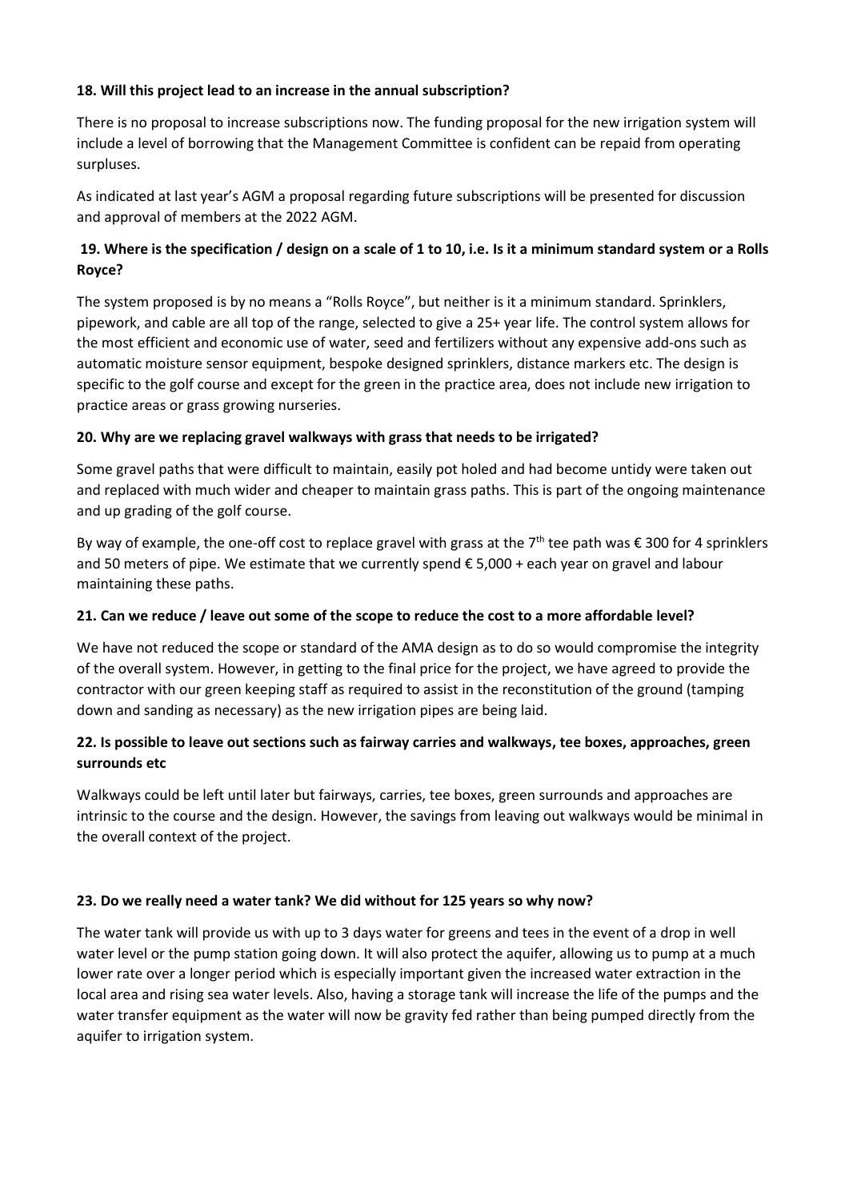**18. Will this project lead to an increase in the annual subscription?**

There is no proposal to increase subscriptions now. The funding proposal for the new irrigation system will include a level of borrowing that the Management Committee is confident can be repaid from operating surpluses.

As indicated at last year's AGM a proposal regarding future subscriptions will be presented for discussion and approval of members at the 2022 AGM.

**19. Where is the specification / design on a scale of 1 to 10, i.e. Is it a minimum standard system or a Rolls Royce?**

The system proposed is by no means a "Rolls Royce", but neither is it a minimum standard. Sprinklers, pipework, and cable are all top of the range, selected to give a 25+ year life. The control system allows for the most efficient and economic use of water, seed and fertilizers without any expensive add-ons such as automatic moisture sensor equipment, bespoke designed sprinklers, distance markers etc. The design is specific to the golf course and except for the green in the practice area, does not include new irrigation to practice areas or grass growing nurseries.

**20. Why are we replacing gravel walkways with grass that needs to be irrigated?**

Some gravel paths that were difficult to maintain, easily pot holed and had become untidy were taken out and replaced with much wider and cheaper to maintain grass paths. This is part of the ongoing maintenance and up grading of the golf course.

By way of example, the one-off cost to replace gravel with grass at the 7th tee path was € 300 for 4 sprinklers and 50 meters of pipe. We estimate that we currently spend € 5,000 + each year on gravel and labour maintaining these paths.

**21. Can we reduce / leave out some of the scope to reduce the cost to a more affordable level?**

We have not reduced the scope or standard of the AMA design as to do so would compromise the integrity of the overall system. However, in getting to the final price for the project, we have agreed to provide the contractor with our green keeping staff as required to assist in the reconstitution of the ground (tamping down and sanding as necessary) as the new irrigation pipes are being laid.

**22. Is possible to leave out sections such as fairway carries and walkways, tee boxes, approaches, green surrounds etc**

Walkways could be left until later but fairways, carries, tee boxes, green surrounds and approaches are intrinsic to the course and the design. However, the savings from leaving out walkways would be minimal in the overall context of the project.

**23. Do we really need a water tank? We did without for 125 years so why now?**

The water tank will provide us with up to 3 days water for greens and tees in the event of a drop in well water level or the pump station going down. It will also protect the aquifer, allowing us to pump at a much lower rate over a longer period which is especially important given the increased water extraction in the local area and rising sea water levels. Also, having a storage tank will increase the life of the pumps and the water transfer equipment as the water will now be gravity fed rather than being pumped directly from the aquifer to irrigation system.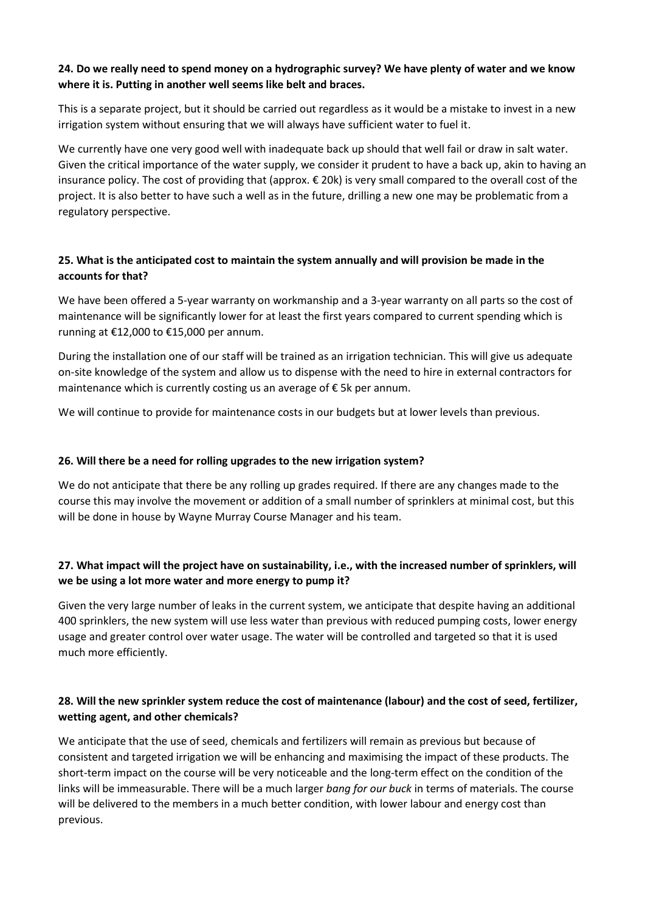**24. Do we really need to spend money on a hydrographic survey? We have plenty of water and we know where it is. Putting in another well seems like belt and braces.**

This is a separate project, but it should be carried out regardless as it would be a mistake to invest in a new irrigation system without ensuring that we will always have sufficient water to fuel it.

We currently have one very good well with inadequate back up should that well fail or draw in salt water. Given the critical importance of the water supply, we consider it prudent to have a back up, akin to having an insurance policy. The cost of providing that (approx. € 20k) is very small compared to the overall cost of the project. It is also better to have such a well as in the future, drilling a new one may be problematic from a regulatory perspective.

**25. What is the anticipated cost to maintain the system annually and will provision be made in the accounts for that?**

We have been offered a 5-year warranty on workmanship and a 3-year warranty on all parts so the cost of maintenance will be significantly lower for at least the first years compared to current spending which is running at €12,000 to €15,000 per annum.

During the installation one of our staff will be trained as an irrigation technician. This will give us adequate on-site knowledge of the system and allow us to dispense with the need to hire in external contractors for maintenance which is currently costing us an average of € 5k per annum.

We will continue to provide for maintenance costs in our budgets but at lower levels than previous.

**26. Will there be a need for rolling upgrades to the new irrigation system?**

We do not anticipate that there be any rolling up grades required. If there are any changes made to the course this may involve the movement or addition of a small number of sprinklers at minimal cost, but this will be done in house by Wayne Murray Course Manager and his team.

**27. What impact will the project have on sustainability, i.e., with the increased number of sprinklers, will we be using a lot more water and more energy to pump it?**

Given the very large number of leaks in the current system, we anticipate that despite having an additional 400 sprinklers, the new system will use less water than previous with reduced pumping costs, lower energy usage and greater control over water usage. The water will be controlled and targeted so that it is used much more efficiently.

**28. Will the new sprinkler system reduce the cost of maintenance (labour) and the cost of seed, fertilizer, wetting agent, and other chemicals?**

We anticipate that the use of seed, chemicals and fertilizers will remain as previous but because of consistent and targeted irrigation we will be enhancing and maximising the impact of these products. The short-term impact on the course will be very noticeable and the long-term effect on the condition of the links will be immeasurable. There will be a much larger *bang for our buck* in terms of materials. The course will be delivered to the members in a much better condition, with lower labour and energy cost than previous.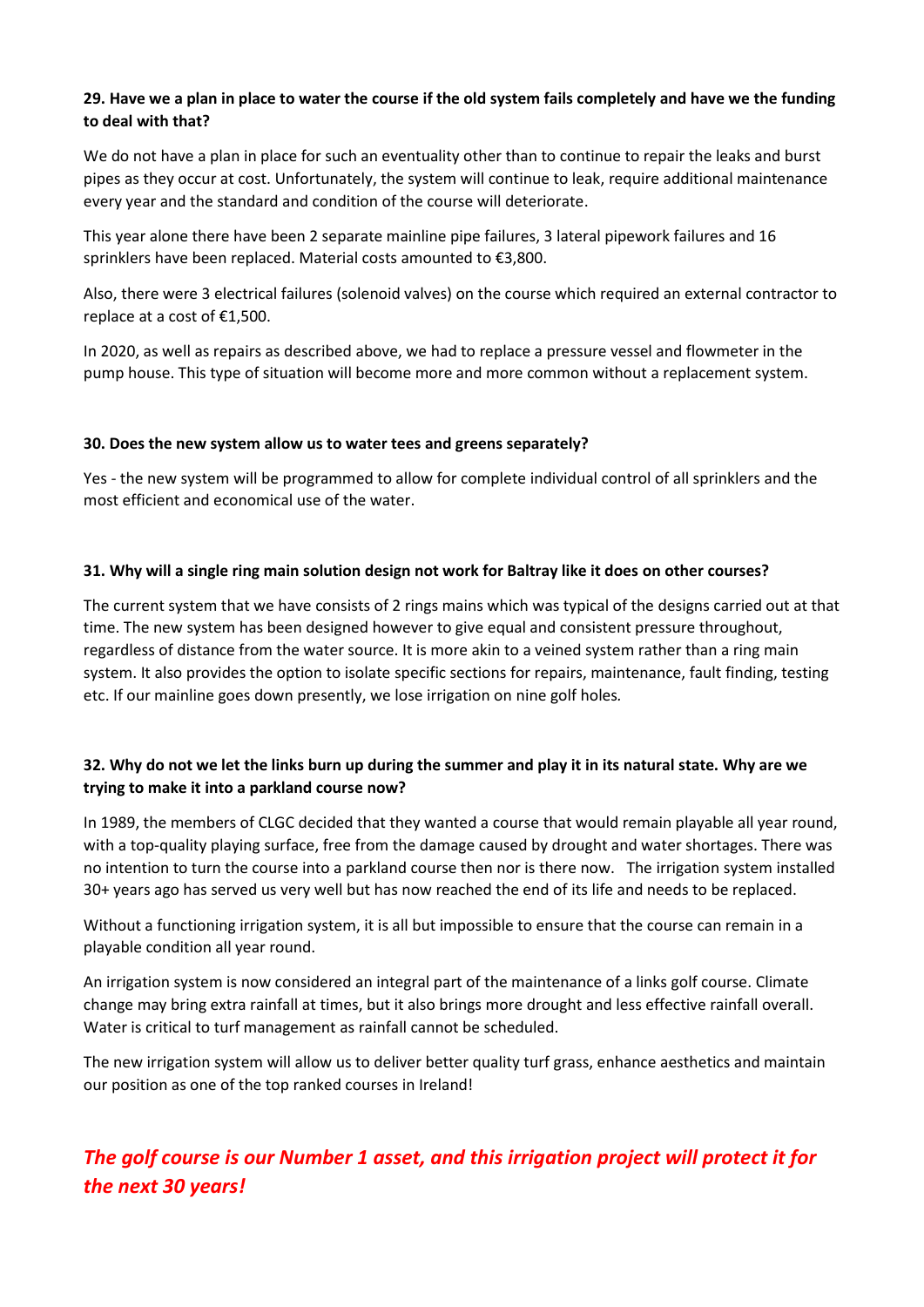**29. Have we a plan in place to water the course if the old system fails completely and have we the funding to deal with that?**

We do not have a plan in place for such an eventuality other than to continue to repair the leaks and burst pipes as they occur at cost. Unfortunately, the system will continue to leak, require additional maintenance every year and the standard and condition of the course will deteriorate.

This year alone there have been 2 separate mainline pipe failures, 3 lateral pipework failures and 16 sprinklers have been replaced. Material costs amounted to €3,800.

Also, there were 3 electrical failures (solenoid valves) on the course which required an external contractor to replace at a cost of €1,500.

In 2020, as well as repairs as described above, we had to replace a pressure vessel and flowmeter in the pump house. This type of situation will become more and more common without a replacement system.

**30. Does the new system allow us to water tees and greens separately?**

Yes - the new system will be programmed to allow for complete individual control of all sprinklers and the most efficient and economical use of the water.

**31. Why will a single ring main solution design not work for Baltray like it does on other courses?**

The current system that we have consists of 2 rings mains which was typical of the designs carried out at that time. The new system has been designed however to give equal and consistent pressure throughout, regardless of distance from the water source. It is more akin to a veined system rather than a ring main system. It also provides the option to isolate specific sections for repairs, maintenance, fault finding, testing etc. If our mainline goes down presently, we lose irrigation on nine golf holes.

**32. Why do not we let the links burn up during the summer and play it in its natural state. Why are we trying to make it into a parkland course now?**

In 1989, the members of CLGC decided that they wanted a course that would remain playable all year round, with a top-quality playing surface, free from the damage caused by drought and water shortages. There was no intention to turn the course into a parkland course then nor is there now. The irrigation system installed 30+ years ago has served us very well but has now reached the end of its life and needs to be replaced.

Without a functioning irrigation system, it is all but impossible to ensure that the course can remain in a playable condition all year round.

An irrigation system is now considered an integral part of the maintenance of a links golf course. Climate change may bring extra rainfall at times, but it also brings more drought and less effective rainfall overall. Water is critical to turf management as rainfall cannot be scheduled.

The new irrigation system will allow us to deliver better quality turf grass, enhance aesthetics and maintain our position as one of the top ranked courses in Ireland!

***The golf course is our Number 1 asset, and this irrigation project will protect it for the next 30 years!***